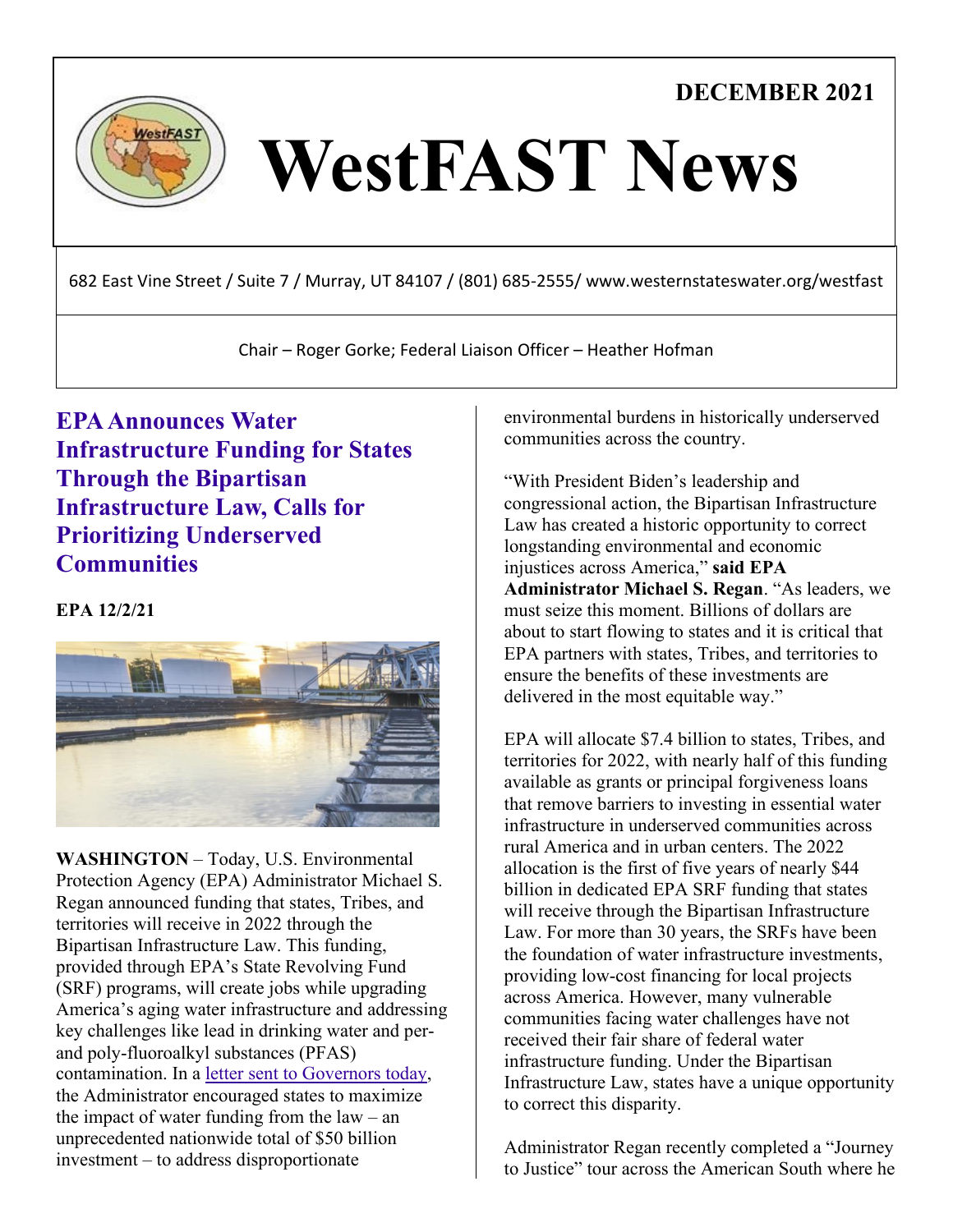DECEMBER 2021

# WestFAST News

682 East Vine Street / Suite 7 / Murray, UT 84107 / (801) 685-2555/ www.westernstateswater.org/westfast

Chair – Roger Gorke; Federal Liaison Officer – Heather Hofman

## EPA Announces Water Infrastructure Funding for States Through the Bipartisan Infrastructure Law, Calls for Prioritizing Underserved Communities

**EPA 12/2/21**

**WASHINGTON** – Today, U.S. Environmental Protection Agency (EPA) Administrator Michael S. Regan announced funding that states, Tribes, and territories will receive in 2022 through the Bipartisan Infrastructure Law. This funding, provided through EPA's State Revolving Fund (SRF) programs, will create jobs while upgrading America's aging water infrastructure and addressing key challenges like lead in drinking water and per- and poly-fluoroalkyl substances (PFAS) contamination. In a letter sent to Governors today, the Administrator encouraged states to maximize the impact of water funding from the law – an unprecedented nationwide total of $50 billion investment – to address disproportionate environmental burdens in historically underserved communities across the country.

"With President Biden's leadership and congressional action, the Bipartisan Infrastructure Law has created a historic opportunity to correct longstanding environmental and economic injustices across America," **said EPA Administrator Michael S. Regan**. "As leaders, we must seize this moment. Billions of dollars are about to start flowing to states and it is critical that EPA partners with states, Tribes, and territories to ensure the benefits of these investments are delivered in the most equitable way."

EPA will allocate $7.4 billion to states, Tribes, and territories for 2022, with nearly half of this funding available as grants or principal forgiveness loans that remove barriers to investing in essential water infrastructure in underserved communities across rural America and in urban centers. The 2022 allocation is the first of five years of nearly $44 billion in dedicated EPA SRF funding that states will receive through the Bipartisan Infrastructure Law. For more than 30 years, the SRFs have been the foundation of water infrastructure investments, providing low-cost financing for local projects across America. However, many vulnerable communities facing water challenges have not received their fair share of federal water infrastructure funding. Under the Bipartisan Infrastructure Law, states have a unique opportunity to correct this disparity.

Administrator Regan recently completed a "Journey to Justice" tour across the American South where he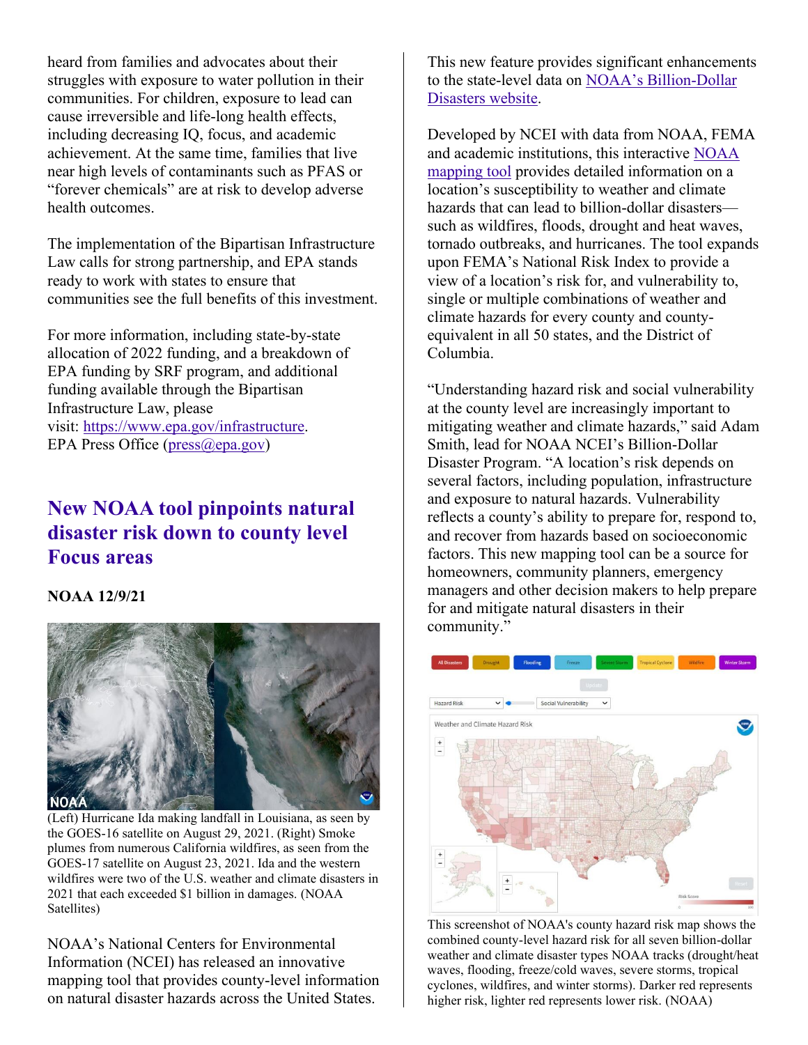heard from families and advocates about their struggles with exposure to water pollution in their communities. For children, exposure to lead can cause irreversible and life-long health effects, including decreasing IQ, focus, and academic achievement. At the same time, families that live near high levels of contaminants such as PFAS or "forever chemicals" are at risk to develop adverse health outcomes.

The implementation of the Bipartisan Infrastructure Law calls for strong partnership, and EPA stands ready to work with states to ensure that communities see the full benefits of this investment.

For more information, including state-by-state allocation of 2022 funding, and a breakdown of EPA funding by SRF program, and additional funding available through the Bipartisan Infrastructure Law, please visit: https://www.epa.gov/infrastructure.
EPA Press Office (press@epa.gov)

## New NOAA tool pinpoints natural disaster risk down to county level Focus areas

**NOAA 12/9/21**

(Left) Hurricane Ida making landfall in Louisiana, as seen by the GOES-16 satellite on August 29, 2021. (Right) Smoke plumes from numerous California wildfires, as seen from the GOES-17 satellite on August 23, 2021. Ida and the western wildfires were two of the U.S. weather and climate disasters in 2021 that each exceeded $1 billion in damages. (NOAA Satellites)

NOAA's National Centers for Environmental Information (NCEI) has released an innovative mapping tool that provides county-level information on natural disaster hazards across the United States. This new feature provides significant enhancements to the state-level data on NOAA's Billion-Dollar Disasters website.

Developed by NCEI with data from NOAA, FEMA and academic institutions, this interactive NOAA mapping tool provides detailed information on a location's susceptibility to weather and climate hazards that can lead to billion-dollar disasters—such as wildfires, floods, drought and heat waves, tornado outbreaks, and hurricanes. The tool expands upon FEMA's National Risk Index to provide a view of a location's risk for, and vulnerability to, single or multiple combinations of weather and climate hazards for every county and county-equivalent in all 50 states, and the District of Columbia.

"Understanding hazard risk and social vulnerability at the county level are increasingly important to mitigating weather and climate hazards," said Adam Smith, lead for NOAA NCEI's Billion-Dollar Disaster Program. "A location's risk depends on several factors, including population, infrastructure and exposure to natural hazards. Vulnerability reflects a county's ability to prepare for, respond to, and recover from hazards based on socioeconomic factors. This new mapping tool can be a source for homeowners, community planners, emergency managers and other decision makers to help prepare for and mitigate natural disasters in their community."

This screenshot of NOAA's county hazard risk map shows the combined county-level hazard risk for all seven billion-dollar weather and climate disaster types NOAA tracks (drought/heat waves, flooding, freeze/cold waves, severe storms, tropical cyclones, wildfires, and winter storms). Darker red represents higher risk, lighter red represents lower risk. (NOAA)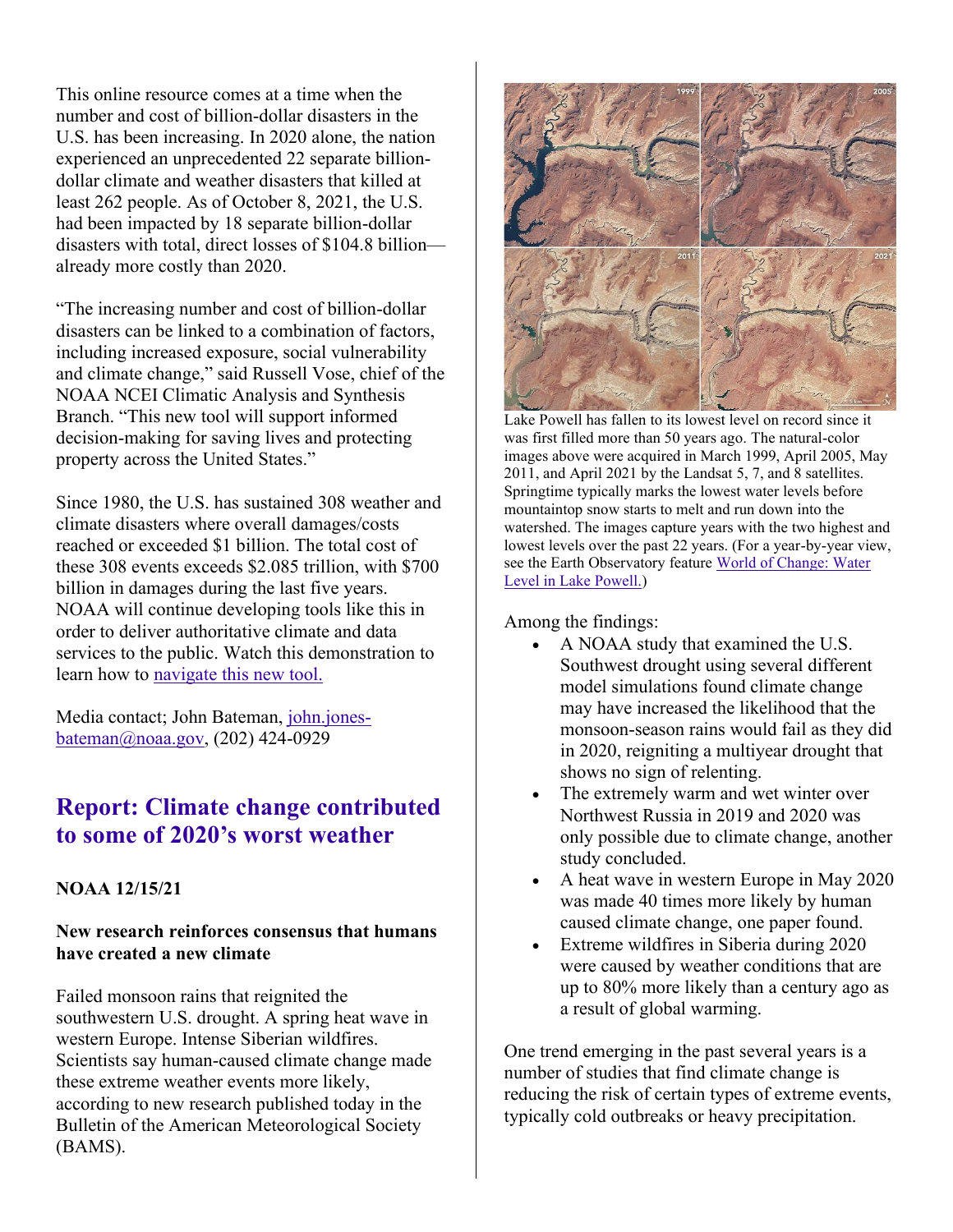This online resource comes at a time when the number and cost of billion-dollar disasters in the U.S. has been increasing. In 2020 alone, the nation experienced an unprecedented 22 separate billion-dollar climate and weather disasters that killed at least 262 people. As of October 8, 2021, the U.S. had been impacted by 18 separate billion-dollar disasters with total, direct losses of $104.8 billion—already more costly than 2020.

"The increasing number and cost of billion-dollar disasters can be linked to a combination of factors, including increased exposure, social vulnerability and climate change," said Russell Vose, chief of the NOAA NCEI Climatic Analysis and Synthesis Branch. "This new tool will support informed decision-making for saving lives and protecting property across the United States."

Since 1980, the U.S. has sustained 308 weather and climate disasters where overall damages/costs reached or exceeded $1 billion. The total cost of these 308 events exceeds $2.085 trillion, with $700 billion in damages during the last five years. NOAA will continue developing tools like this in order to deliver authoritative climate and data services to the public. Watch this demonstration to learn how to [navigate this new tool.](#)

Media contact; John Bateman, [john.jones-bateman@noaa.gov](mailto:john.jones-bateman@noaa.gov), (202) 424-0929

## Report: Climate change contributed to some of 2020's worst weather

**NOAA 12/15/21**

**New research reinforces consensus that humans have created a new climate**

Failed monsoon rains that reignited the southwestern U.S. drought. A spring heat wave in western Europe. Intense Siberian wildfires. Scientists say human-caused climate change made these extreme weather events more likely, according to new research published today in the Bulletin of the American Meteorological Society (BAMS).

Lake Powell has fallen to its lowest level on record since it was first filled more than 50 years ago. The natural-color images above were acquired in March 1999, April 2005, May 2011, and April 2021 by the Landsat 5, 7, and 8 satellites. Springtime typically marks the lowest water levels before mountaintop snow starts to melt and run down into the watershed. The images capture years with the two highest and lowest levels over the past 22 years. (For a year-by-year view, see the Earth Observatory feature [World of Change: Water Level in Lake Powell.](#))

Among the findings:

- A NOAA study that examined the U.S. Southwest drought using several different model simulations found climate change may have increased the likelihood that the monsoon-season rains would fail as they did in 2020, reigniting a multiyear drought that shows no sign of relenting.
- The extremely warm and wet winter over Northwest Russia in 2019 and 2020 was only possible due to climate change, another study concluded.
- A heat wave in western Europe in May 2020 was made 40 times more likely by human caused climate change, one paper found.
- Extreme wildfires in Siberia during 2020 were caused by weather conditions that are up to 80% more likely than a century ago as a result of global warming.

One trend emerging in the past several years is a number of studies that find climate change is reducing the risk of certain types of extreme events, typically cold outbreaks or heavy precipitation.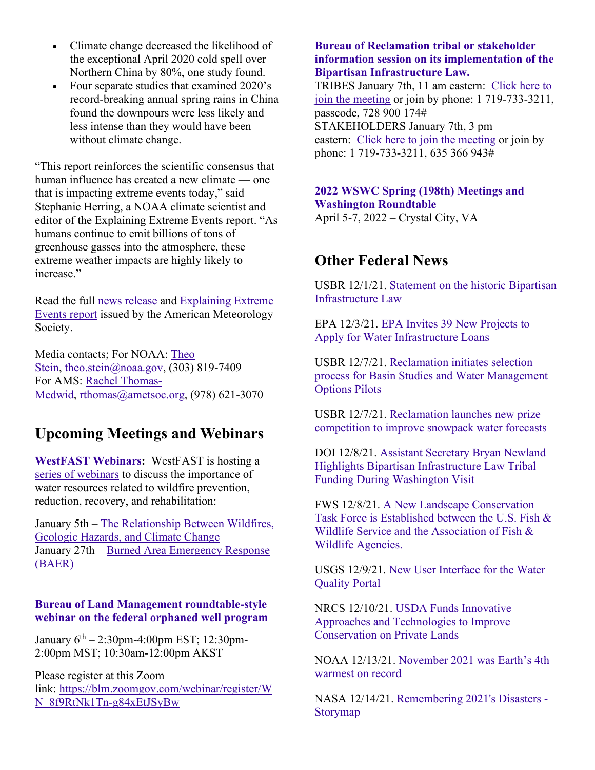- Climate change decreased the likelihood of the exceptional April 2020 cold spell over Northern China by 80%, one study found.
- Four separate studies that examined 2020's record-breaking annual spring rains in China found the downpours were less likely and less intense than they would have been without climate change.

"This report reinforces the scientific consensus that human influence has created a new climate — one that is impacting extreme events today," said Stephanie Herring, a NOAA climate scientist and editor of the Explaining Extreme Events report. "As humans continue to emit billions of tons of greenhouse gasses into the atmosphere, these extreme weather impacts are highly likely to increase."

Read the full news release and Explaining Extreme Events report issued by the American Meteorology Society.

Media contacts; For NOAA: Theo Stein, theo.stein@noaa.gov, (303) 819-7409
For AMS: Rachel Thomas-Medwid, rthomas@ametsoc.org, (978) 621-3070

## Upcoming Meetings and Webinars

**WestFAST Webinars:** WestFAST is hosting a series of webinars to discuss the importance of water resources related to wildfire prevention, reduction, recovery, and rehabilitation:

January 5th – The Relationship Between Wildfires, Geologic Hazards, and Climate Change
January 27th – Burned Area Emergency Response (BAER)

**Bureau of Land Management roundtable-style webinar on the federal orphaned well program**

January 6th – 2:30pm-4:00pm EST; 12:30pm-2:00pm MST; 10:30am-12:00pm AKST

Please register at this Zoom link: https://blm.zoomgov.com/webinar/register/WN_8f9RtNk1Tn-g84xEtJSyBw

**Bureau of Reclamation tribal or stakeholder information session on its implementation of the Bipartisan Infrastructure Law.**
TRIBES January 7th, 11 am eastern: Click here to join the meeting or join by phone: 1 719-733-3211, passcode, 728 900 174#
STAKEHOLDERS January 7th, 3 pm eastern: Click here to join the meeting or join by phone: 1 719-733-3211, 635 366 943#

**2022 WSWC Spring (198th) Meetings and Washington Roundtable**
April 5-7, 2022 – Crystal City, VA

## Other Federal News

USBR 12/1/21. Statement on the historic Bipartisan Infrastructure Law

EPA 12/3/21. EPA Invites 39 New Projects to Apply for Water Infrastructure Loans

USBR 12/7/21. Reclamation initiates selection process for Basin Studies and Water Management Options Pilots

USBR 12/7/21. Reclamation launches new prize competition to improve snowpack water forecasts

DOI 12/8/21. Assistant Secretary Bryan Newland Highlights Bipartisan Infrastructure Law Tribal Funding During Washington Visit

FWS 12/8/21. A New Landscape Conservation Task Force is Established between the U.S. Fish & Wildlife Service and the Association of Fish & Wildlife Agencies.

USGS 12/9/21. New User Interface for the Water Quality Portal

NRCS 12/10/21. USDA Funds Innovative Approaches and Technologies to Improve Conservation on Private Lands

NOAA 12/13/21. November 2021 was Earth's 4th warmest on record

NASA 12/14/21. Remembering 2021's Disasters - Storymap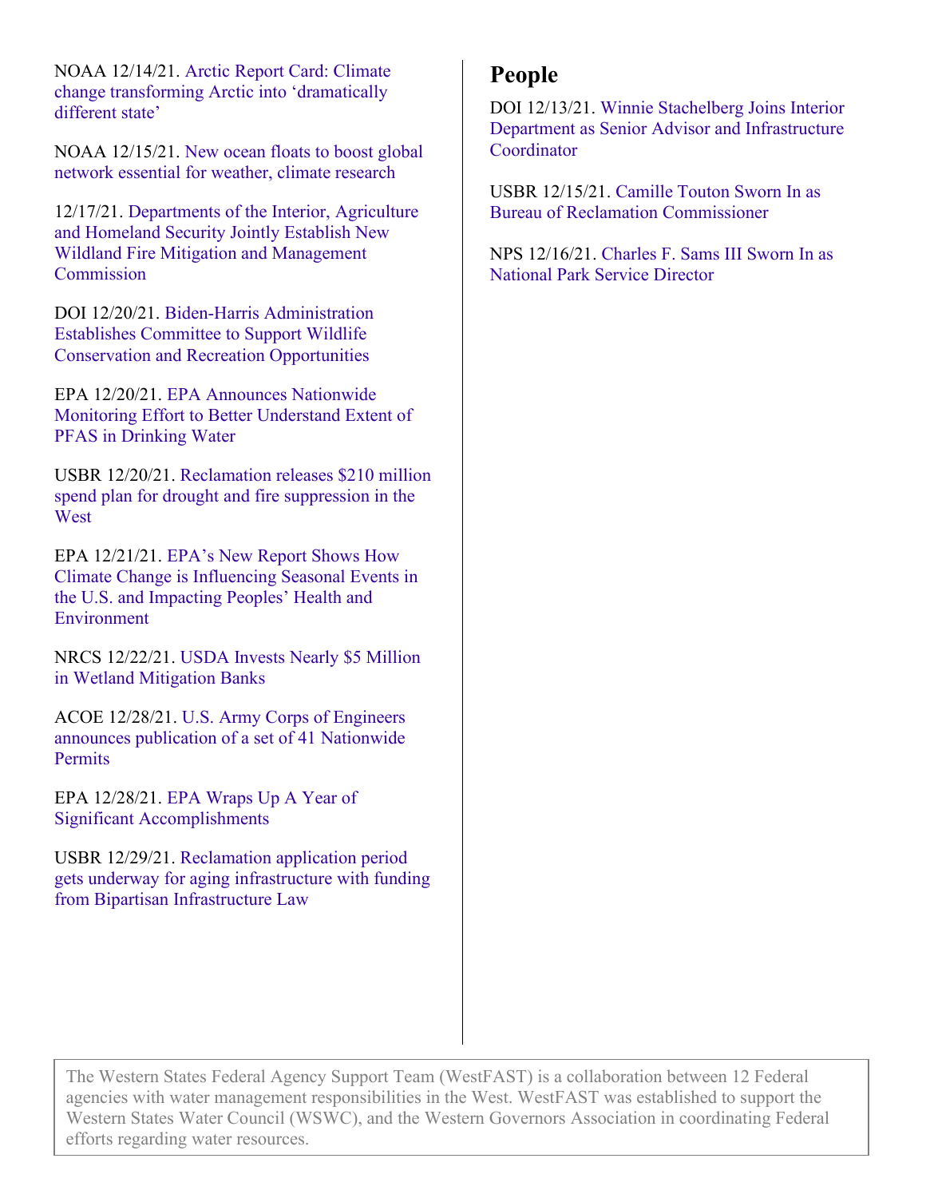NOAA 12/14/21. Arctic Report Card: Climate change transforming Arctic into 'dramatically different state'

NOAA 12/15/21. New ocean floats to boost global network essential for weather, climate research

12/17/21. Departments of the Interior, Agriculture and Homeland Security Jointly Establish New Wildland Fire Mitigation and Management Commission

DOI 12/20/21. Biden-Harris Administration Establishes Committee to Support Wildlife Conservation and Recreation Opportunities

EPA 12/20/21. EPA Announces Nationwide Monitoring Effort to Better Understand Extent of PFAS in Drinking Water

USBR 12/20/21. Reclamation releases $210 million spend plan for drought and fire suppression in the West

EPA 12/21/21. EPA's New Report Shows How Climate Change is Influencing Seasonal Events in the U.S. and Impacting Peoples' Health and Environment

NRCS 12/22/21. USDA Invests Nearly $5 Million in Wetland Mitigation Banks

ACOE 12/28/21. U.S. Army Corps of Engineers announces publication of a set of 41 Nationwide Permits

EPA 12/28/21. EPA Wraps Up A Year of Significant Accomplishments

USBR 12/29/21. Reclamation application period gets underway for aging infrastructure with funding from Bipartisan Infrastructure Law

## People

DOI 12/13/21. Winnie Stachelberg Joins Interior Department as Senior Advisor and Infrastructure Coordinator

USBR 12/15/21. Camille Touton Sworn In as Bureau of Reclamation Commissioner

NPS 12/16/21. Charles F. Sams III Sworn In as National Park Service Director

The Western States Federal Agency Support Team (WestFAST) is a collaboration between 12 Federal agencies with water management responsibilities in the West. WestFAST was established to support the Western States Water Council (WSWC), and the Western Governors Association in coordinating Federal efforts regarding water resources.